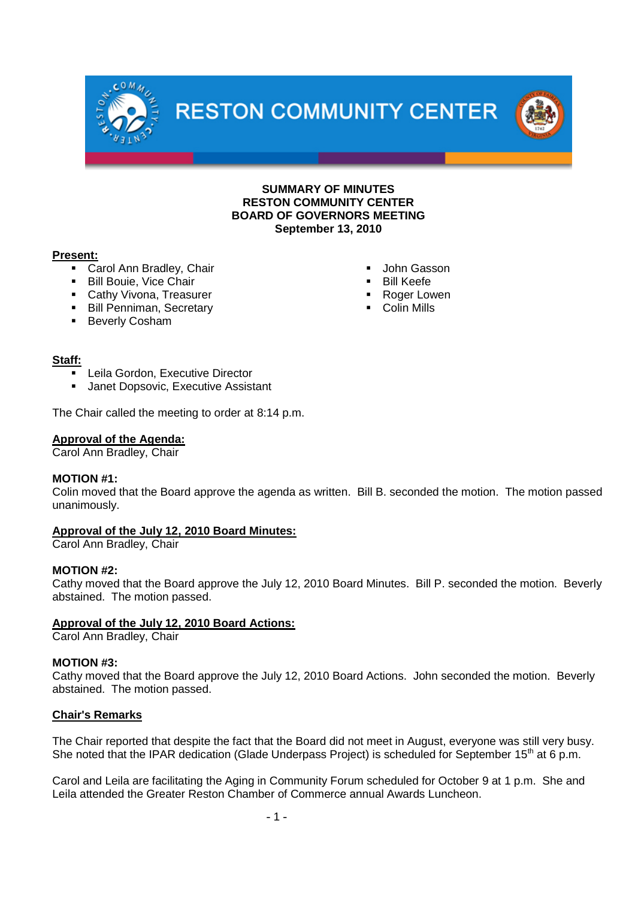# RESTON COMMUNITY CENTER

**SUMMARY OF MINUTES**
**RESTON COMMUNITY CENTER**
**BOARD OF GOVERNORS MEETING**
**September 13, 2010**

**Present:**

- Carol Ann Bradley, Chair
- Bill Bouie, Vice Chair
- Cathy Vivona, Treasurer
- Bill Penniman, Secretary
- Beverly Cosham
- John Gasson
- Bill Keefe
- Roger Lowen
- Colin Mills

**Staff:**

- Leila Gordon, Executive Director
- Janet Dopsovic, Executive Assistant

The Chair called the meeting to order at 8:14 p.m.

**Approval of the Agenda:**
Carol Ann Bradley, Chair

**MOTION #1:**
Colin moved that the Board approve the agenda as written. Bill B. seconded the motion. The motion passed unanimously.

**Approval of the July 12, 2010 Board Minutes:**
Carol Ann Bradley, Chair

**MOTION #2:**
Cathy moved that the Board approve the July 12, 2010 Board Minutes. Bill P. seconded the motion. Beverly abstained. The motion passed.

**Approval of the July 12, 2010 Board Actions:**
Carol Ann Bradley, Chair

**MOTION #3:**
Cathy moved that the Board approve the July 12, 2010 Board Actions. John seconded the motion. Beverly abstained. The motion passed.

**Chair's Remarks**

The Chair reported that despite the fact that the Board did not meet in August, everyone was still very busy. She noted that the IPAR dedication (Glade Underpass Project) is scheduled for September 15th at 6 p.m.

Carol and Leila are facilitating the Aging in Community Forum scheduled for October 9 at 1 p.m. She and Leila attended the Greater Reston Chamber of Commerce annual Awards Luncheon.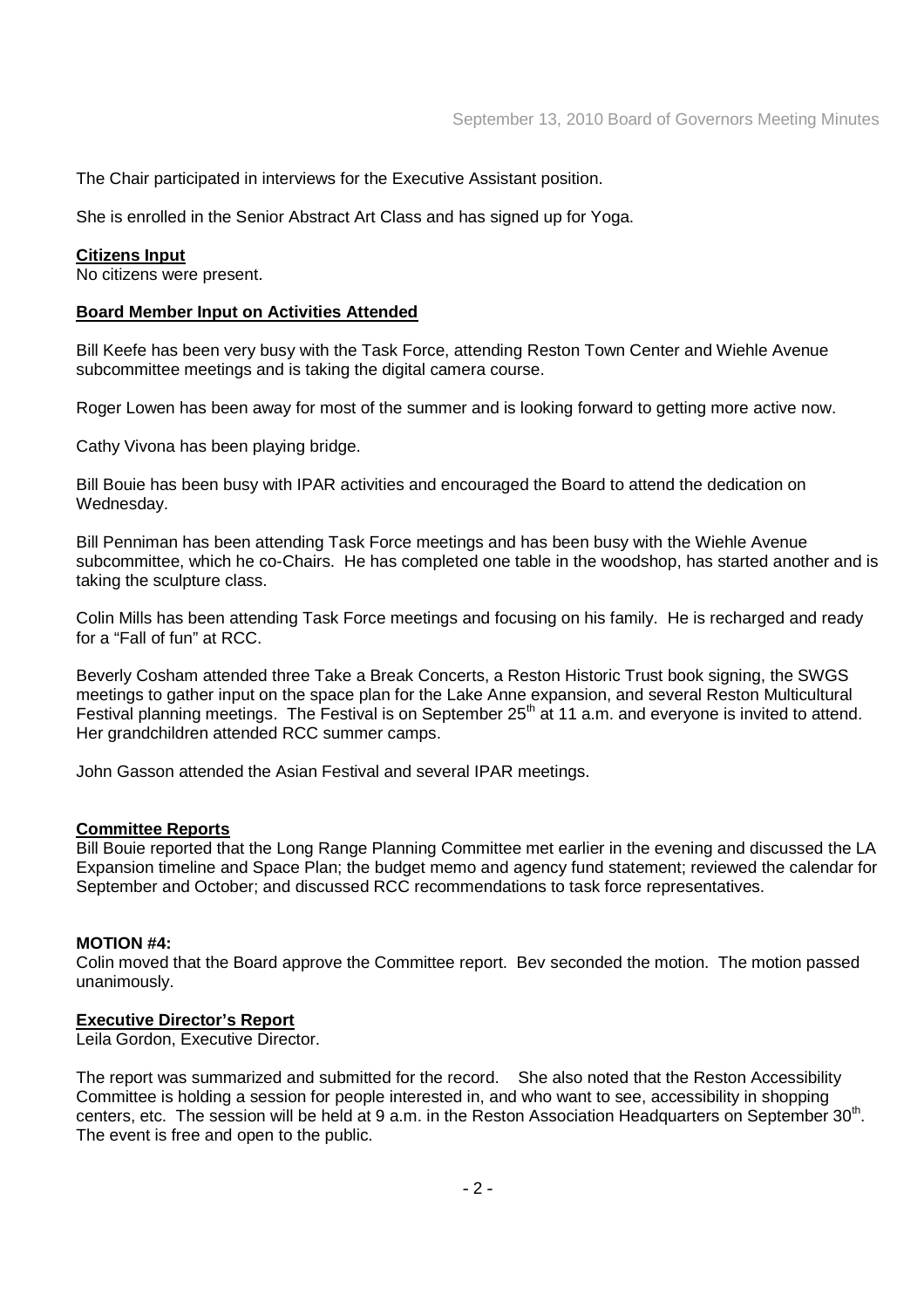The Chair participated in interviews for the Executive Assistant position.

She is enrolled in the Senior Abstract Art Class and has signed up for Yoga.

**Citizens Input**

No citizens were present.

**Board Member Input on Activities Attended**

Bill Keefe has been very busy with the Task Force, attending Reston Town Center and Wiehle Avenue subcommittee meetings and is taking the digital camera course.

Roger Lowen has been away for most of the summer and is looking forward to getting more active now.

Cathy Vivona has been playing bridge.

Bill Bouie has been busy with IPAR activities and encouraged the Board to attend the dedication on Wednesday.

Bill Penniman has been attending Task Force meetings and has been busy with the Wiehle Avenue subcommittee, which he co-Chairs. He has completed one table in the woodshop, has started another and is taking the sculpture class.

Colin Mills has been attending Task Force meetings and focusing on his family. He is recharged and ready for a "Fall of fun" at RCC.

Beverly Cosham attended three Take a Break Concerts, a Reston Historic Trust book signing, the SWGS meetings to gather input on the space plan for the Lake Anne expansion, and several Reston Multicultural Festival planning meetings. The Festival is on September 25th at 11 a.m. and everyone is invited to attend. Her grandchildren attended RCC summer camps.

John Gasson attended the Asian Festival and several IPAR meetings.

**Committee Reports**

Bill Bouie reported that the Long Range Planning Committee met earlier in the evening and discussed the LA Expansion timeline and Space Plan; the budget memo and agency fund statement; reviewed the calendar for September and October; and discussed RCC recommendations to task force representatives.

**MOTION #4:**

Colin moved that the Board approve the Committee report. Bev seconded the motion. The motion passed unanimously.

**Executive Director's Report**

Leila Gordon, Executive Director.

The report was summarized and submitted for the record. She also noted that the Reston Accessibility Committee is holding a session for people interested in, and who want to see, accessibility in shopping centers, etc. The session will be held at 9 a.m. in the Reston Association Headquarters on September 30th. The event is free and open to the public.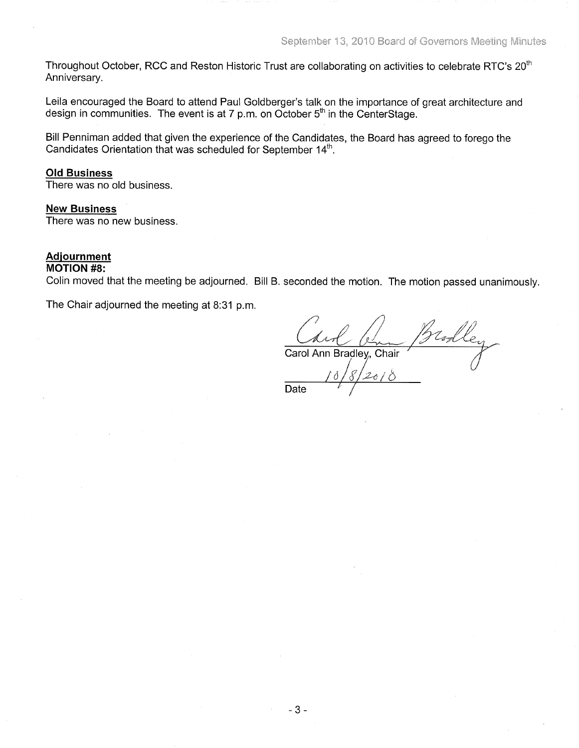Throughout October, RCC and Reston Historic Trust are collaborating on activities to celebrate RTC's 20th Anniversary.

Leila encouraged the Board to attend Paul Goldberger's talk on the importance of great architecture and design in communities. The event is at 7 p.m. on October 5th in the CenterStage.

Bill Penniman added that given the experience of the Candidates, the Board has agreed to forego the Candidates Orientation that was scheduled for September 14th.

**Old Business**
There was no old business.

**New Business**
There was no new business.

**Adjournment**
**MOTION #8:**
Colin moved that the meeting be adjourned. Bill B. seconded the motion. The motion passed unanimously.

The Chair adjourned the meeting at 8:31 p.m.

Carol Ann Bradley
Carol Ann Bradley, Chair

10/8/2010
Date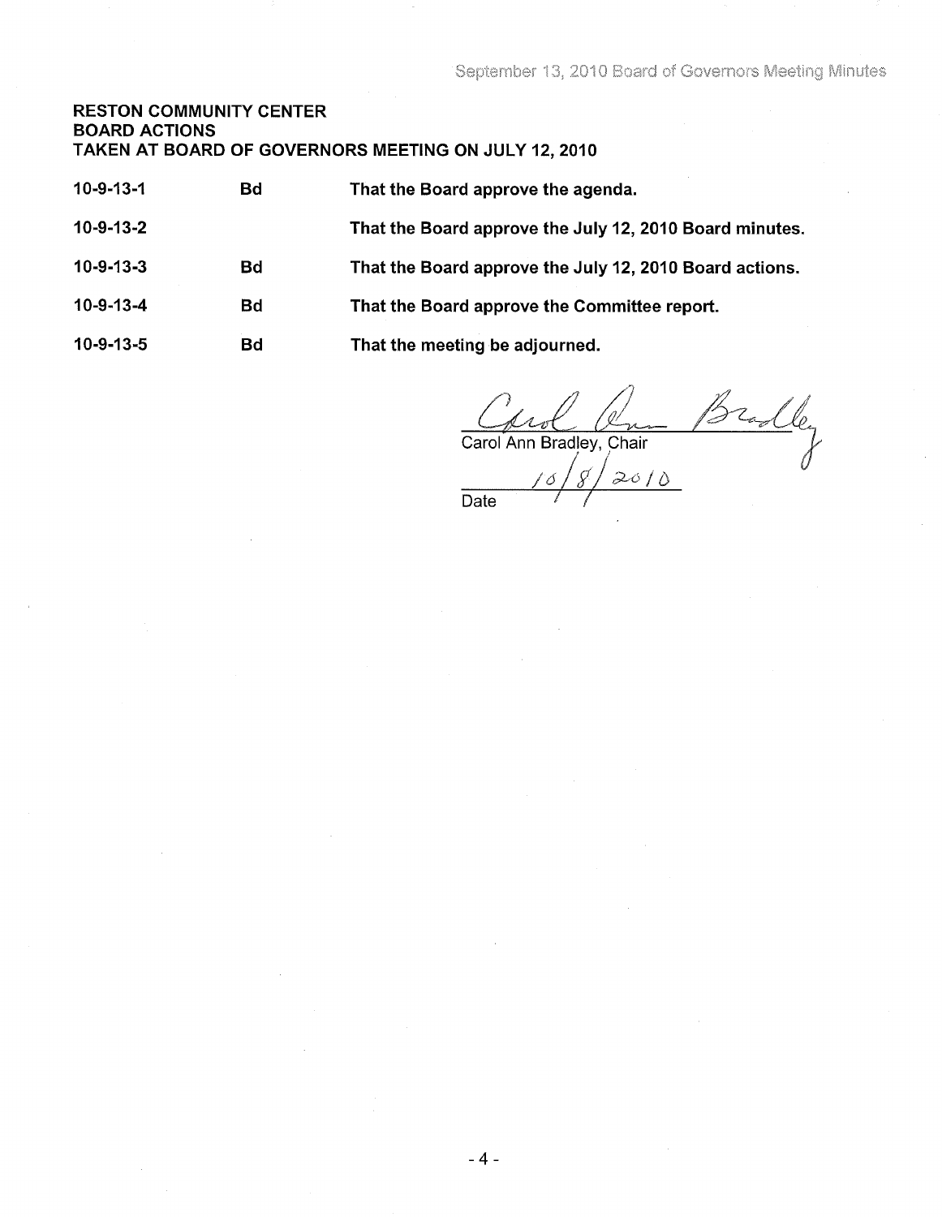**RESTON COMMUNITY CENTER**
**BOARD ACTIONS**
**TAKEN AT BOARD OF GOVERNORS MEETING ON JULY 12, 2010**

| | | |
|---|---|---|
| **10-9-13-1** | **Bd** | **That the Board approve the agenda.** |
| **10-9-13-2** | | **That the Board approve the July 12, 2010 Board minutes.** |
| **10-9-13-3** | **Bd** | **That the Board approve the July 12, 2010 Board actions.** |
| **10-9-13-4** | **Bd** | **That the Board approve the Committee report.** |
| **10-9-13-5** | **Bd** | **That the meeting be adjourned.** |

Carol Ann Bradley
Carol Ann Bradley, Chair

10/8/2010
Date